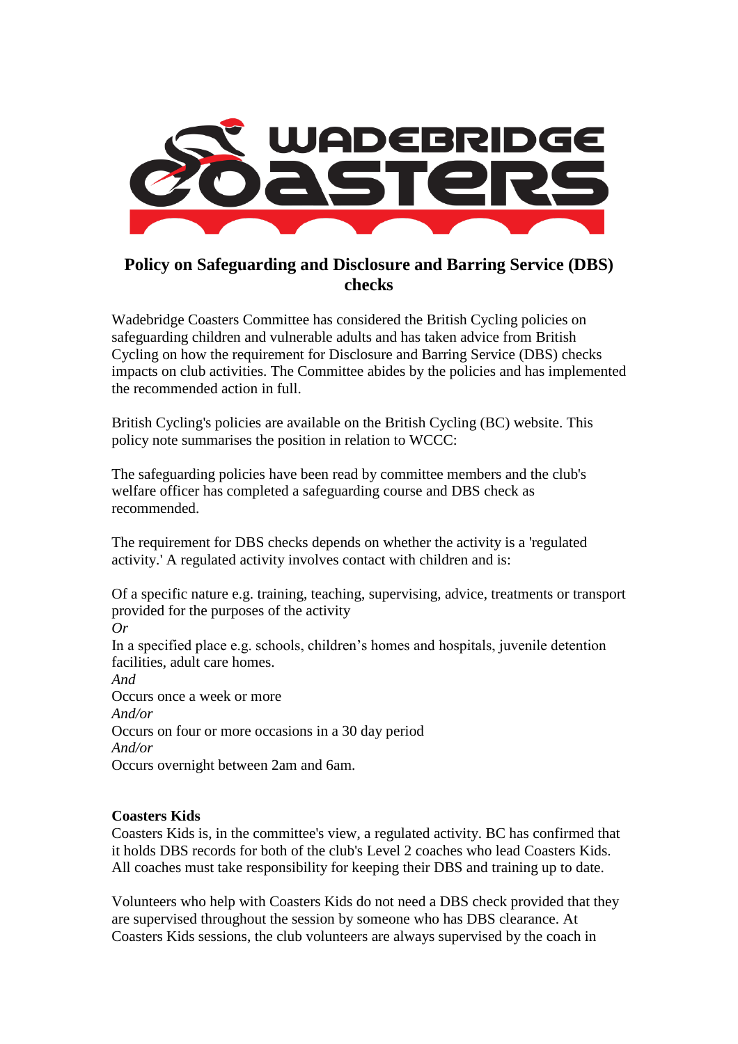# Policy on Safeguarding and Disclosure and Barring Service (DBS) checks

Wadebridge Coasters Committee has considered the British Cycling policies on safeguarding children and vulnerable adults and has taken advice from British Cycling on how the requirement for Disclosure and Barring Service (DBS) checks impacts on club activities. The Committee abides by the policies and has implemented the recommended action in full.

British Cycling's policies are available on the British Cycling (BC) website. This policy note summarises the position in relation to WCCC:

The safeguarding policies have been read by committee members and the club's welfare officer has completed a safeguarding course and DBS check as recommended.

The requirement for DBS checks depends on whether the activity is a 'regulated activity.' A regulated activity involves contact with children and is:

Of a specific nature e.g. training, teaching, supervising, advice, treatments or transport provided for the purposes of the activity
*Or*
In a specified place e.g. schools, children's homes and hospitals, juvenile detention facilities, adult care homes.
*And*
Occurs once a week or more
*And/or*
Occurs on four or more occasions in a 30 day period
*And/or*
Occurs overnight between 2am and 6am.

**Coasters Kids**
Coasters Kids is, in the committee's view, a regulated activity. BC has confirmed that it holds DBS records for both of the club's Level 2 coaches who lead Coasters Kids. All coaches must take responsibility for keeping their DBS and training up to date.

Volunteers who help with Coasters Kids do not need a DBS check provided that they are supervised throughout the session by someone who has DBS clearance. At Coasters Kids sessions, the club volunteers are always supervised by the coach in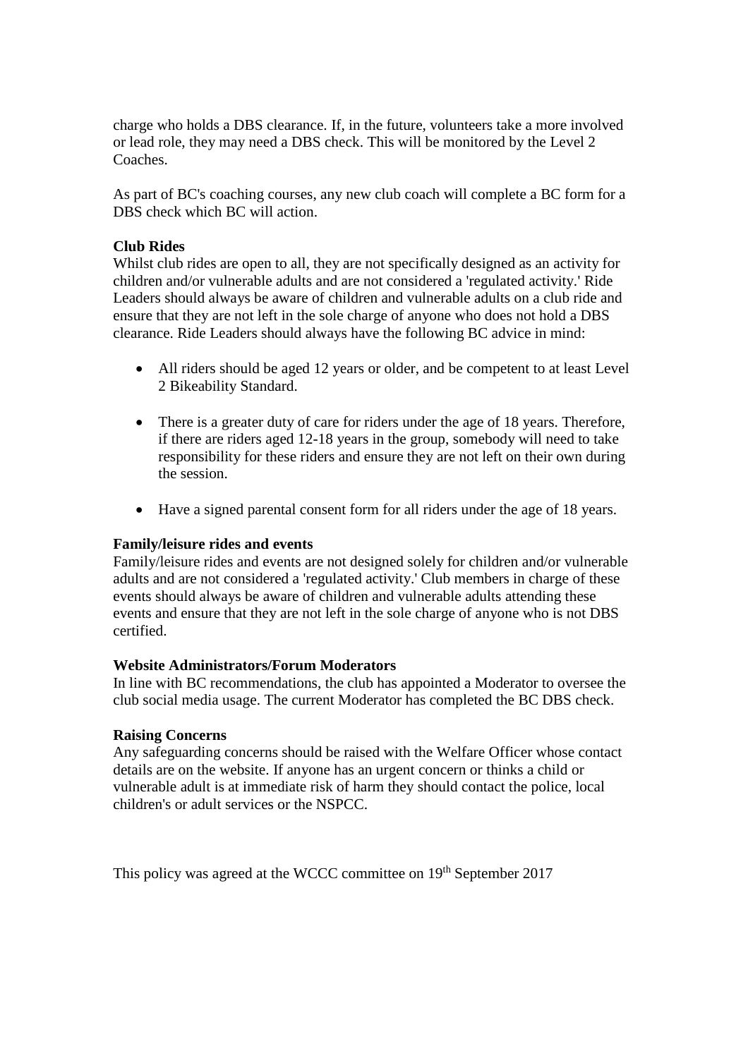charge who holds a DBS clearance. If, in the future, volunteers take a more involved or lead role, they may need a DBS check. This will be monitored by the Level 2 Coaches.

As part of BC's coaching courses, any new club coach will complete a BC form for a DBS check which BC will action.

**Club Rides**

Whilst club rides are open to all, they are not specifically designed as an activity for children and/or vulnerable adults and are not considered a 'regulated activity.' Ride Leaders should always be aware of children and vulnerable adults on a club ride and ensure that they are not left in the sole charge of anyone who does not hold a DBS clearance. Ride Leaders should always have the following BC advice in mind:

- All riders should be aged 12 years or older, and be competent to at least Level 2 Bikeability Standard.
- There is a greater duty of care for riders under the age of 18 years. Therefore, if there are riders aged 12-18 years in the group, somebody will need to take responsibility for these riders and ensure they are not left on their own during the session.
- Have a signed parental consent form for all riders under the age of 18 years.

**Family/leisure rides and events**

Family/leisure rides and events are not designed solely for children and/or vulnerable adults and are not considered a 'regulated activity.' Club members in charge of these events should always be aware of children and vulnerable adults attending these events and ensure that they are not left in the sole charge of anyone who is not DBS certified.

**Website Administrators/Forum Moderators**

In line with BC recommendations, the club has appointed a Moderator to oversee the club social media usage. The current Moderator has completed the BC DBS check.

**Raising Concerns**

Any safeguarding concerns should be raised with the Welfare Officer whose contact details are on the website. If anyone has an urgent concern or thinks a child or vulnerable adult is at immediate risk of harm they should contact the police, local children's or adult services or the NSPCC.

This policy was agreed at the WCCC committee on 19th September 2017